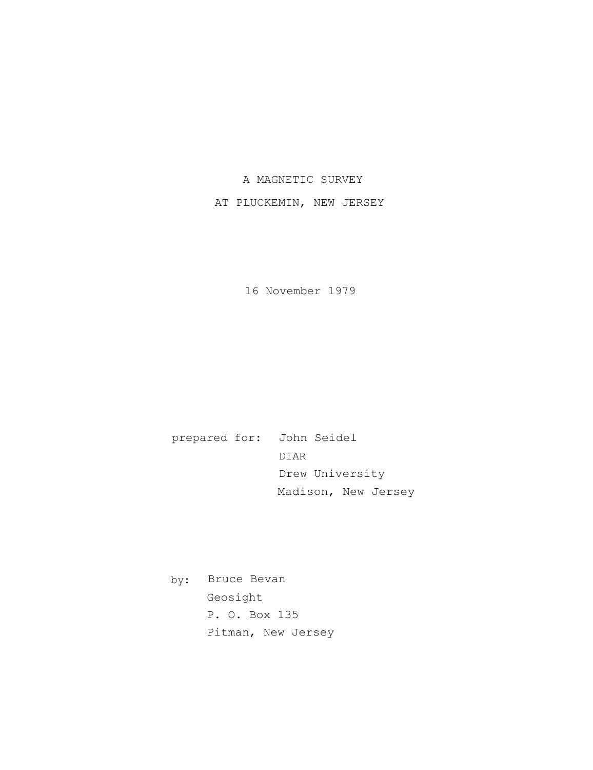# A MAGNETIC SURVEY
# AT PLUCKEMIN, NEW JERSEY

16 November 1979

prepared for: John Seidel
DIAR
Drew University
Madison, New Jersey

by: Bruce Bevan
Geosight
P. O. Box 135
Pitman, New Jersey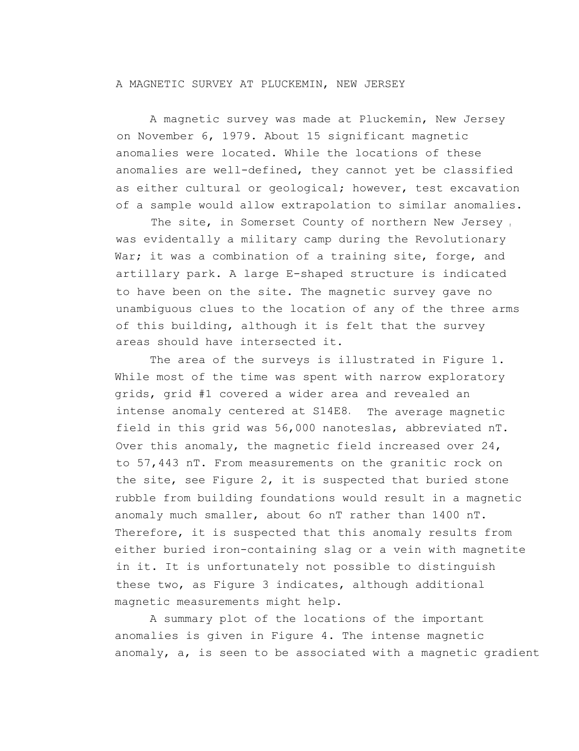# A MAGNETIC SURVEY AT PLUCKEMIN, NEW JERSEY

A magnetic survey was made at Pluckemin, New Jersey on November 6, 1979. About 15 significant magnetic anomalies were located. While the locations of these anomalies are well-defined, they cannot yet be classified as either cultural or geological; however, test excavation of a sample would allow extrapolation to similar anomalies.

The site, in Somerset County of northern New Jersey, was evidentally a military camp during the Revolutionary War; it was a combination of a training site, forge, and artillary park. A large E-shaped structure is indicated to have been on the site. The magnetic survey gave no unambiguous clues to the location of any of the three arms of this building, although it is felt that the survey areas should have intersected it.

The area of the surveys is illustrated in Figure 1. While most of the time was spent with narrow exploratory grids, grid #1 covered a wider area and revealed an intense anomaly centered at S14E8. The average magnetic field in this grid was 56,000 nanoteslas, abbreviated nT. Over this anomaly, the magnetic field increased over 24, to 57,443 nT. From measurements on the granitic rock on the site, see Figure 2, it is suspected that buried stone rubble from building foundations would result in a magnetic anomaly much smaller, about 6o nT rather than 1400 nT. Therefore, it is suspected that this anomaly results from either buried iron-containing slag or a vein with magnetite in it. It is unfortunately not possible to distinguish these two, as Figure 3 indicates, although additional magnetic measurements might help.

A summary plot of the locations of the important anomalies is given in Figure 4. The intense magnetic anomaly, a, is seen to be associated with a magnetic gradient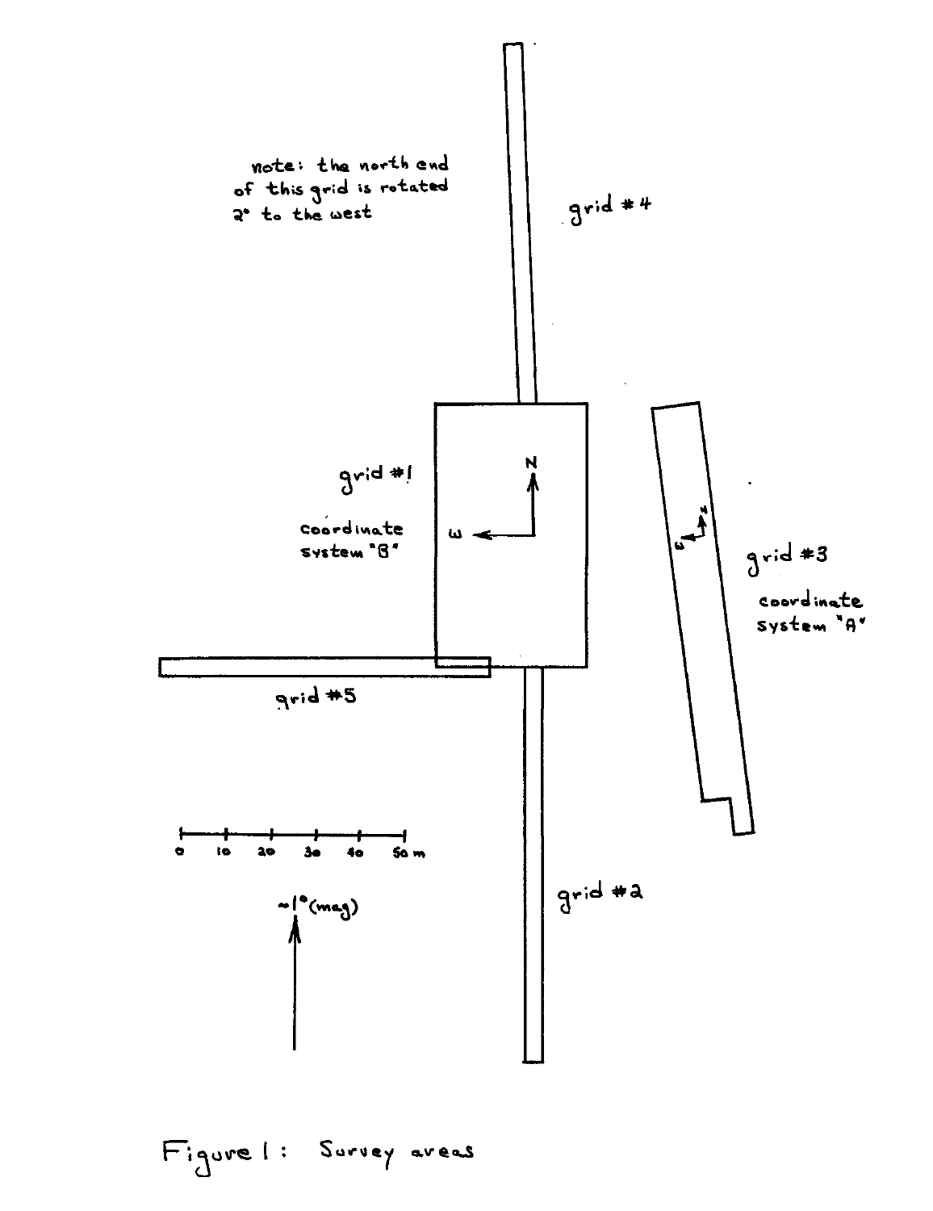note: the north end of this grid is rotated 2° to the west

grid #4

grid #1

coordinate system "B"

grid #3

coordinate system "A"

grid #5

grid #2

0 10 20 30 40 50 m

~1° (mag)

Figure 1: Survey areas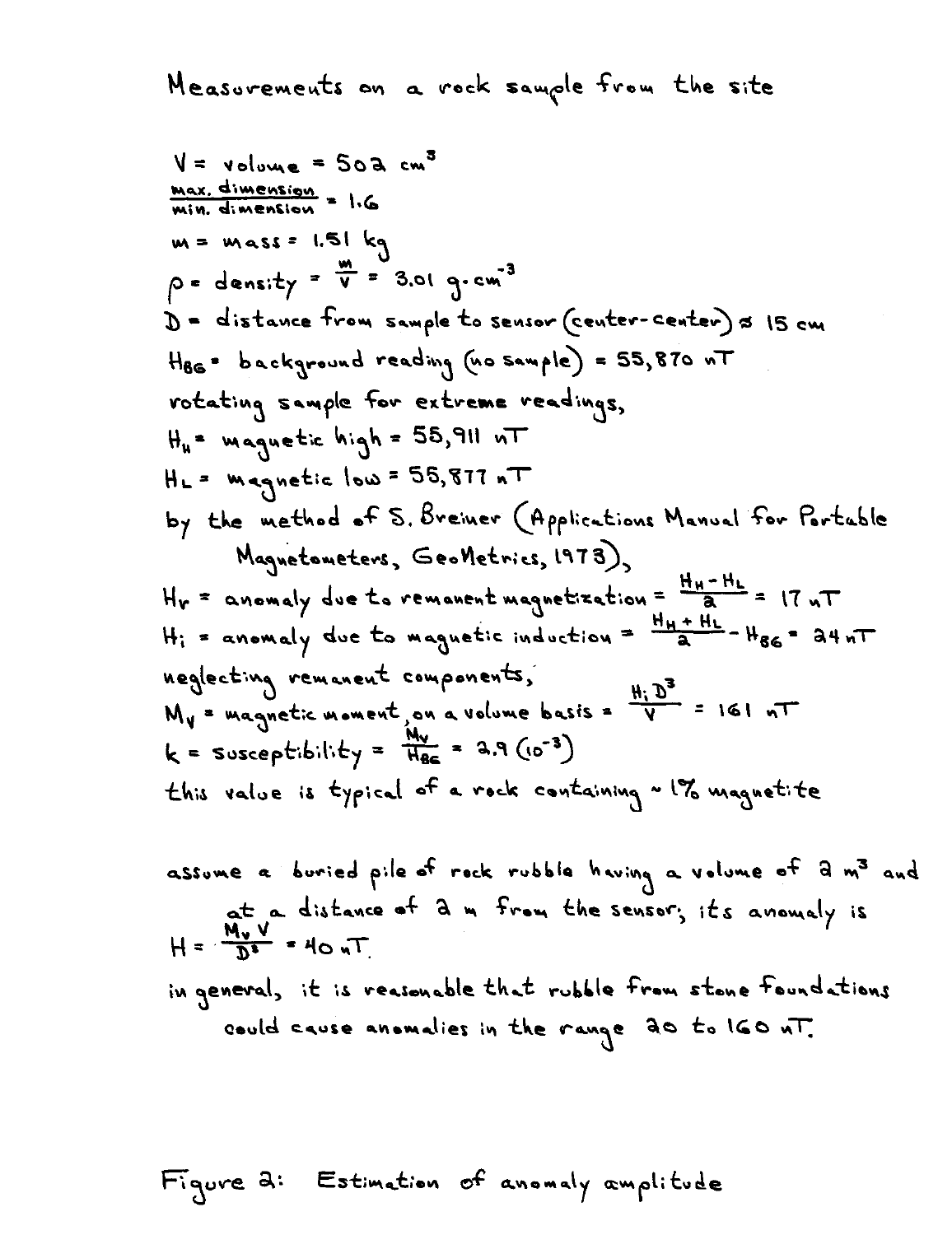Measurements on a rock sample from the site

$V$ = volume = 502 cm$^3$

$\frac{\text{max. dimension}}{\text{min. dimension}} = 1.6$

$m$ = mass = 1.51 kg

$\rho$ = density = $\frac{m}{V}$ = 3.01 g·cm$^{-3}$

$D$ = distance from sample to sensor (center-center) ≈ 15 cm

$H_{BG}$ = background reading (no sample) = 55,870 nT

rotating sample for extreme readings,

$H_H$ = magnetic high = 55,911 nT

$H_L$ = magnetic low = 55,877 nT

by the method of S. Breiner (Applications Manual for Portable Magnetometers, GeoMetrics, 1973),

$H_r$ = anomaly due to remanent magnetization = $\frac{H_H - H_L}{2}$ = 17 nT

$H_i$ = anomaly due to magnetic induction = $\frac{H_H + H_L}{2} - H_{BG}$ = 24 nT

neglecting remanent components,

$M_V$ = magnetic moment, on a volume basis = $\frac{H_i D^3}{V}$ = 161 nT

$k$ = susceptibility = $\frac{M_V}{H_{BG}}$ = 2.9 (10$^{-3}$)

this value is typical of a rock containing ~1% magnetite

assume a buried pile of rock rubble having a volume of 2 m$^3$ and at a distance of 2 m from the sensor; its anomaly is

$H = \frac{M_V V}{D^3}$ = 40 nT.

in general, it is reasonable that rubble from stone foundations could cause anomalies in the range 20 to 160 nT.

Figure 2: Estimation of anomaly amplitude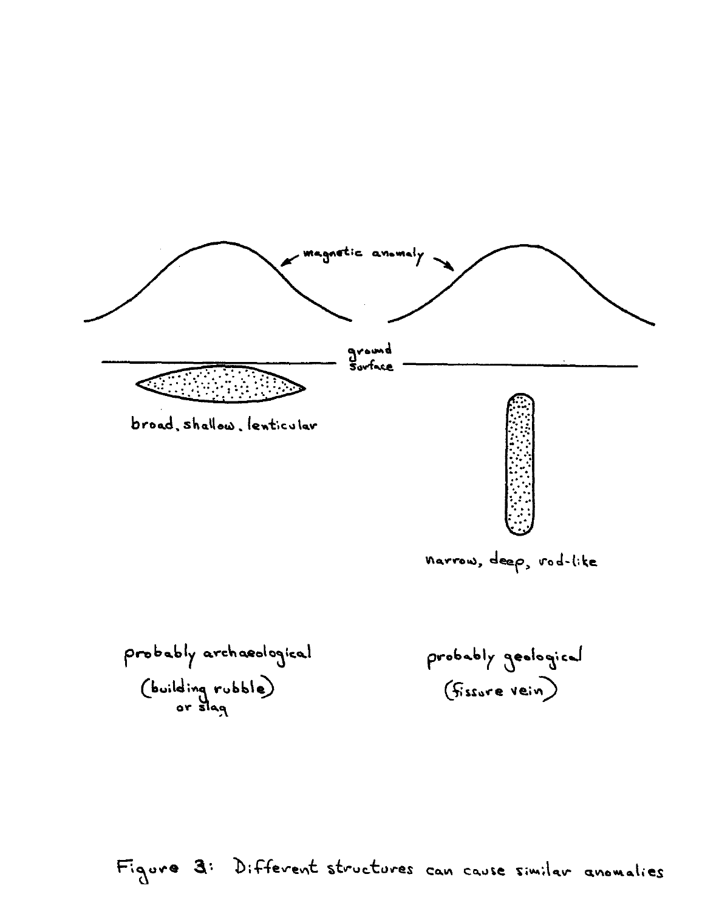magnetic anomaly

ground surface

broad, shallow, lenticular

narrow, deep, rod-like

probably archaeological
(building rubble)
or slag

probably geological
(fissure vein)

Figure 3: Different structures can cause similar anomalies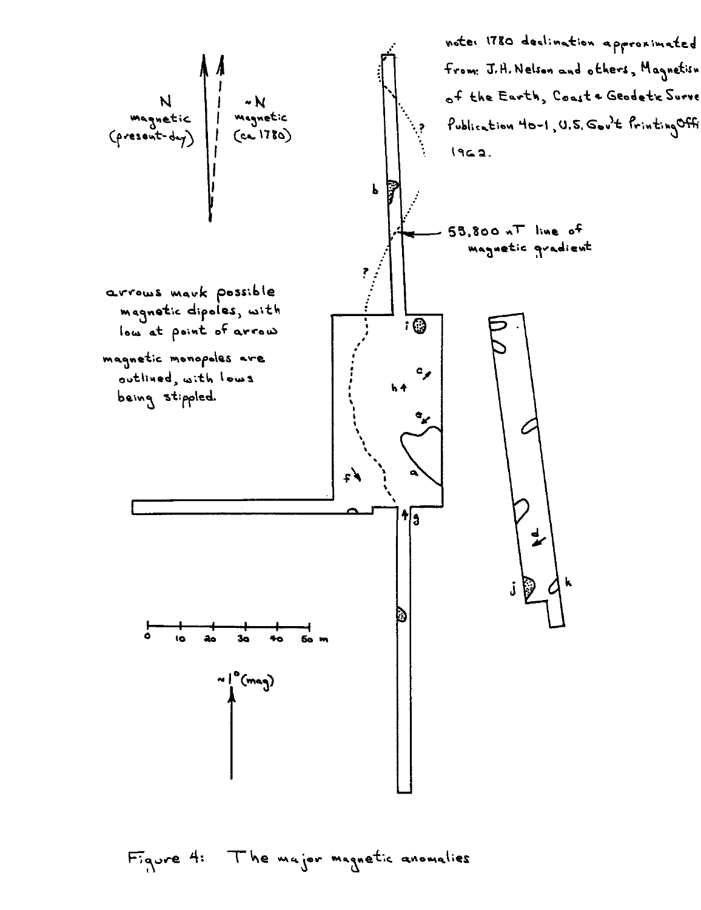note: 1780 declination approximated from: J.H. Nelson and others, Magnetism of the Earth, Coast & Geodetic Survey Publication 40-1, U.S. Gov't Printing Office 1962.

N magnetic (present-day)

~N magnetic (ca 1780)

58,800 nT line of magnetic gradient

arrows mark possible magnetic dipoles, with low at point of arrow

magnetic monopoles are outlined, with lows being stippled.

0 10 20 30 40 50 m

~1° (mag)

Figure 4: The major magnetic anomalies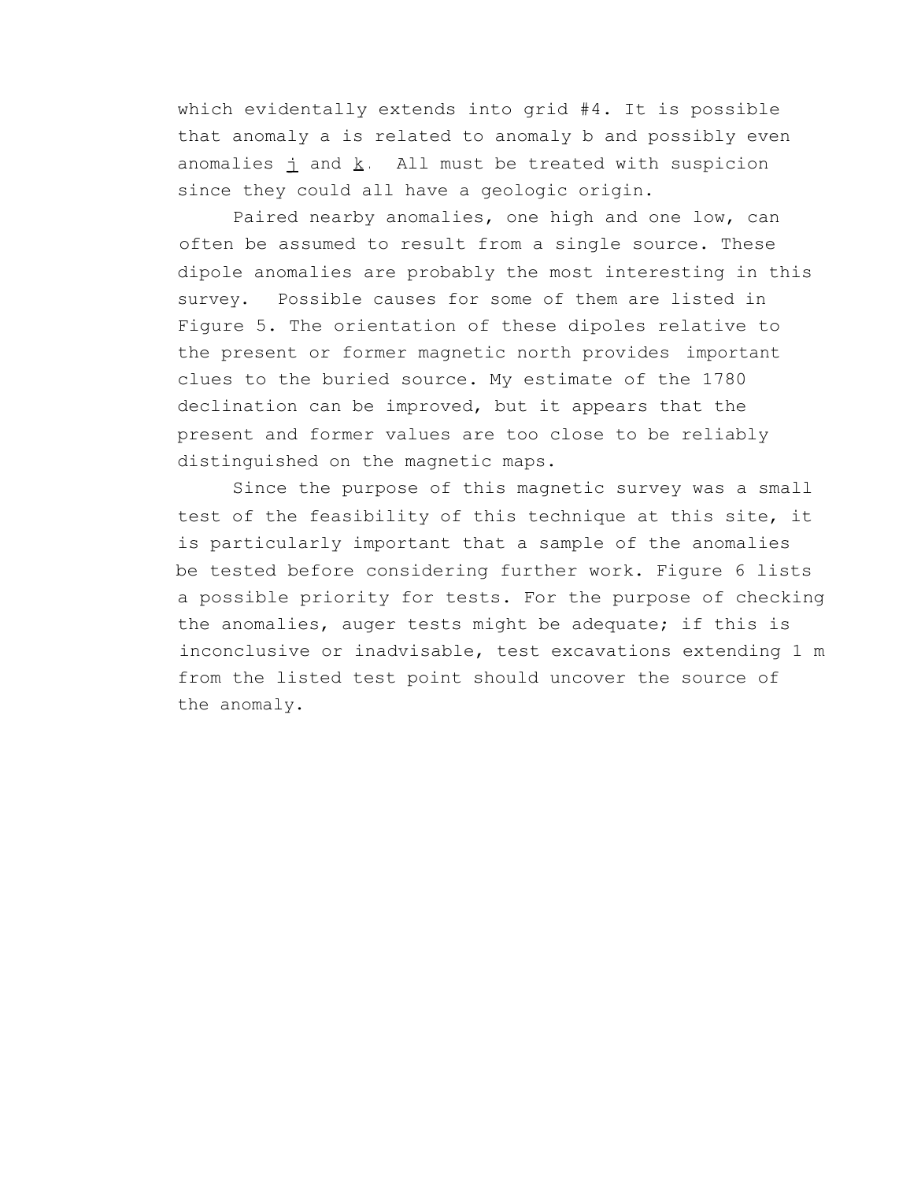which evidentally extends into grid #4. It is possible that anomaly a is related to anomaly b and possibly even anomalies j and k. All must be treated with suspicion since they could all have a geologic origin.

Paired nearby anomalies, one high and one low, can often be assumed to result from a single source. These dipole anomalies are probably the most interesting in this survey. Possible causes for some of them are listed in Figure 5. The orientation of these dipoles relative to the present or former magnetic north provides important clues to the buried source. My estimate of the 1780 declination can be improved, but it appears that the present and former values are too close to be reliably distinguished on the magnetic maps.

Since the purpose of this magnetic survey was a small test of the feasibility of this technique at this site, it is particularly important that a sample of the anomalies be tested before considering further work. Figure 6 lists a possible priority for tests. For the purpose of checking the anomalies, auger tests might be adequate; if this is inconclusive or inadvisable, test excavations extending 1 m from the listed test point should uncover the source of the anomaly.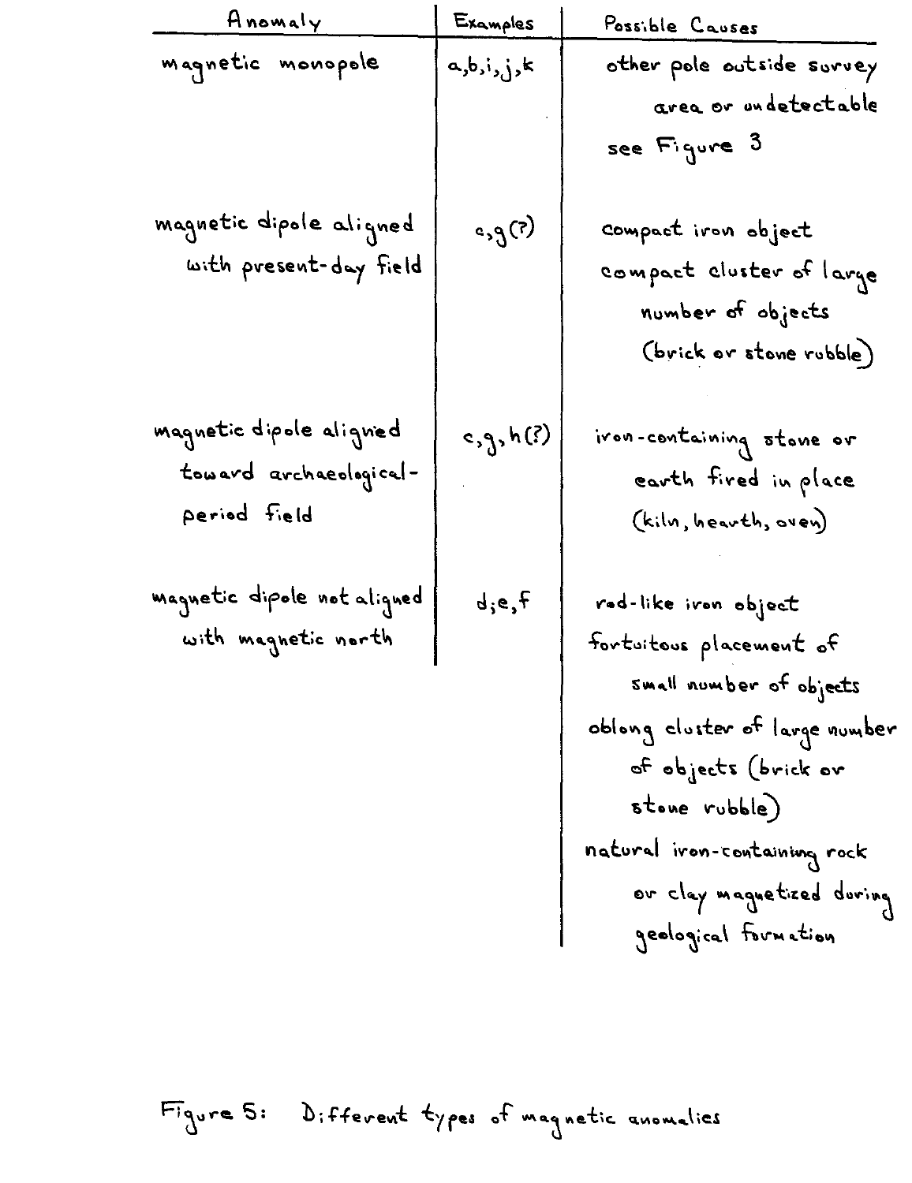| Anomaly | Examples | Possible Causes |
|---|---|---|
| magnetic monopole | a,b,i,j,k | other pole outside survey area or undetectable see Figure 3 |
| magnetic dipole aligned with present-day field | c,g(?) | compact iron object; compact cluster of large number of objects (brick or stone rubble) |
| magnetic dipole aligned toward archaeological-period field | c,g,h(?) | iron-containing stone or earth fired in place (kiln, hearth, oven) |
| magnetic dipole not aligned with magnetic north | d;e,f | rod-like iron object; fortuitous placement of small number of objects; oblong cluster of large number of objects (brick or stone rubble); natural iron-containing rock or clay magnetized during geological formation |

Figure 5: Different types of magnetic anomalies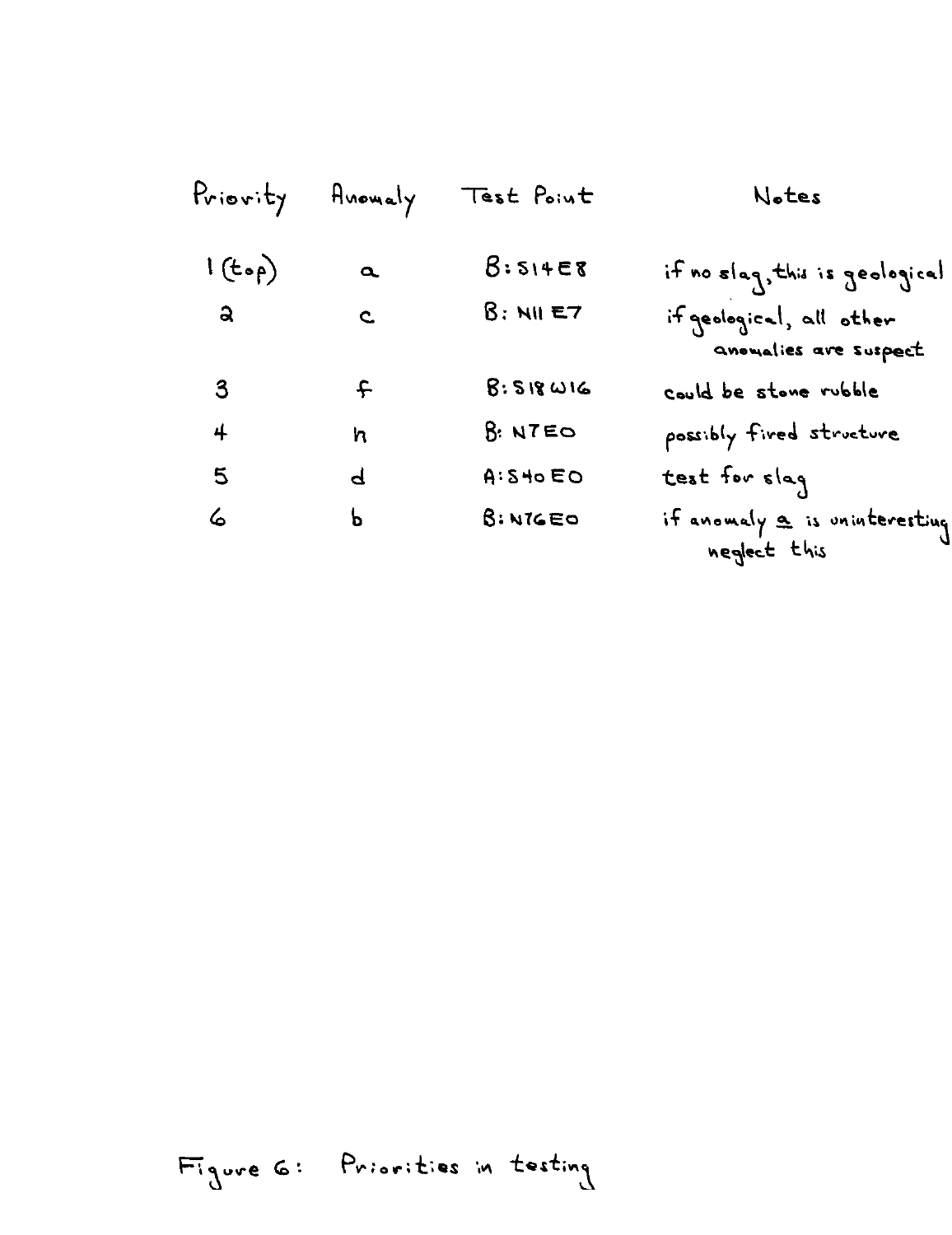| Priority | Anomaly | Test Point | Notes |
|---|---|---|---|
| 1 (top) | a | B: S14 E8 | if no slag, this is geological |
| 2 | c | B: N11 E7 | if geological, all other anomalies are suspect |
| 3 | f | B: S18 W16 | could be stone rubble |
| 4 | h | B: N7 E0 | possibly fired structure |
| 5 | d | A: S40 E0 | test for slag |
| 6 | b | B: N76 E0 | if anomaly a is uninteresting neglect this |

Figure 6: Priorities in testing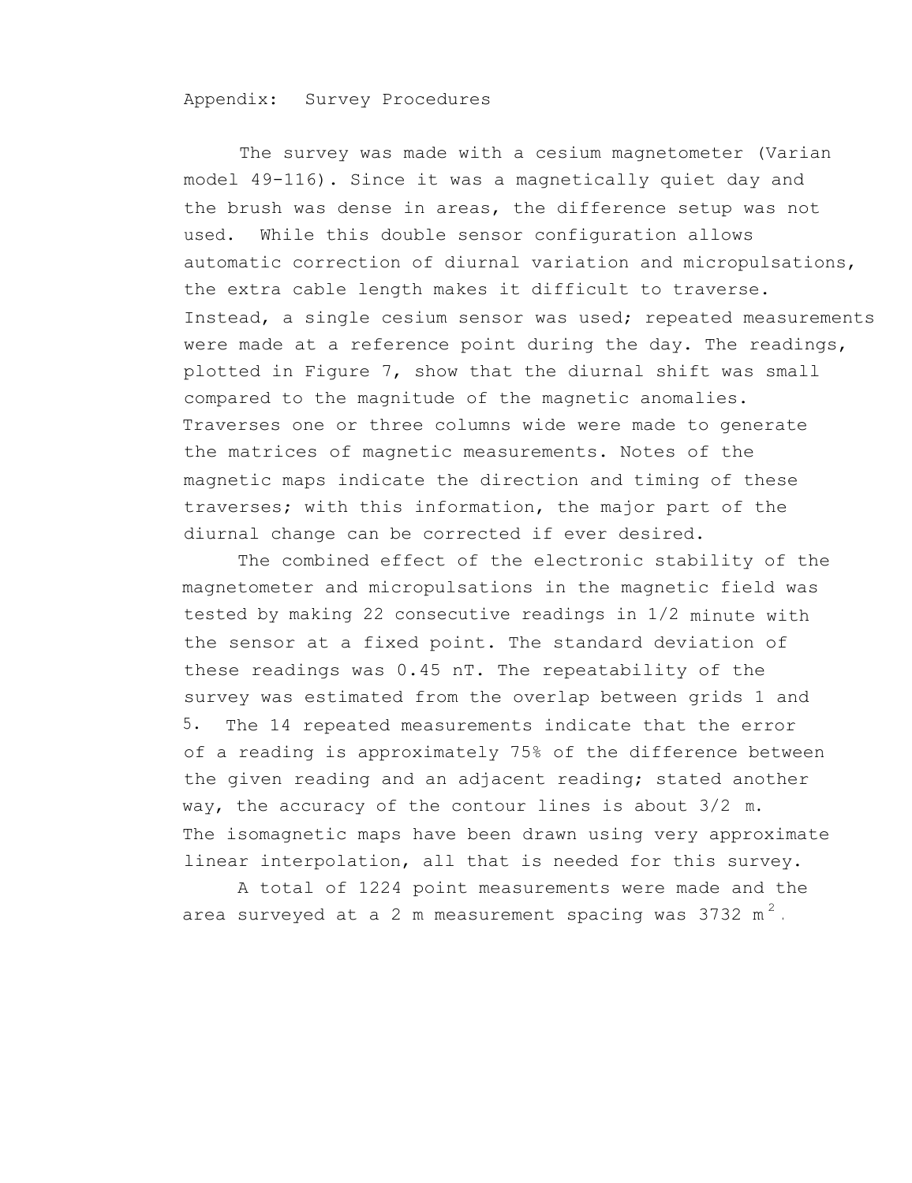## Appendix: Survey Procedures

The survey was made with a cesium magnetometer (Varian model 49-116). Since it was a magnetically quiet day and the brush was dense in areas, the difference setup was not used. While this double sensor configuration allows automatic correction of diurnal variation and micropulsations, the extra cable length makes it difficult to traverse. Instead, a single cesium sensor was used; repeated measurements were made at a reference point during the day. The readings, plotted in Figure 7, show that the diurnal shift was small compared to the magnitude of the magnetic anomalies. Traverses one or three columns wide were made to generate the matrices of magnetic measurements. Notes of the magnetic maps indicate the direction and timing of these traverses; with this information, the major part of the diurnal change can be corrected if ever desired.

The combined effect of the electronic stability of the magnetometer and micropulsations in the magnetic field was tested by making 22 consecutive readings in 1/2 minute with the sensor at a fixed point. The standard deviation of these readings was 0.45 nT. The repeatability of the survey was estimated from the overlap between grids 1 and 5. The 14 repeated measurements indicate that the error of a reading is approximately 75% of the difference between the given reading and an adjacent reading; stated another way, the accuracy of the contour lines is about 3/2 m. The isomagnetic maps have been drawn using very approximate linear interpolation, all that is needed for this survey.

A total of 1224 point measurements were made and the area surveyed at a 2 m measurement spacing was 3732 $m^2$.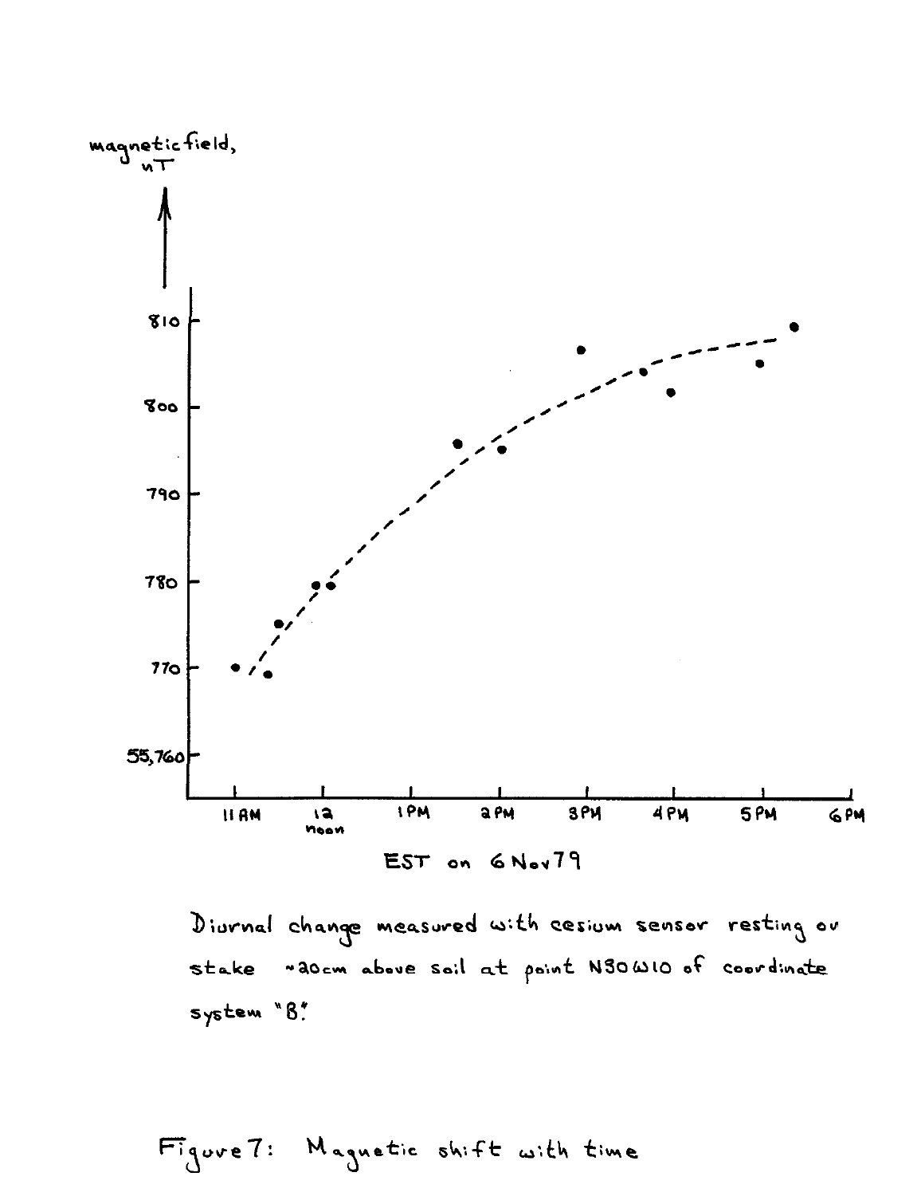magnetic field, nT

810

800

790

780

770

55,760

11 AM | 12 noon | 1 PM | 2 PM | 3 PM | 4 PM | 5 PM | 6 PM

EST on 6 Nov 79

Diurnal change measured with cesium sensor resting on stake ~20cm above soil at point N30W10 of coordinate system "B".

Figure 7: Magnetic shift with time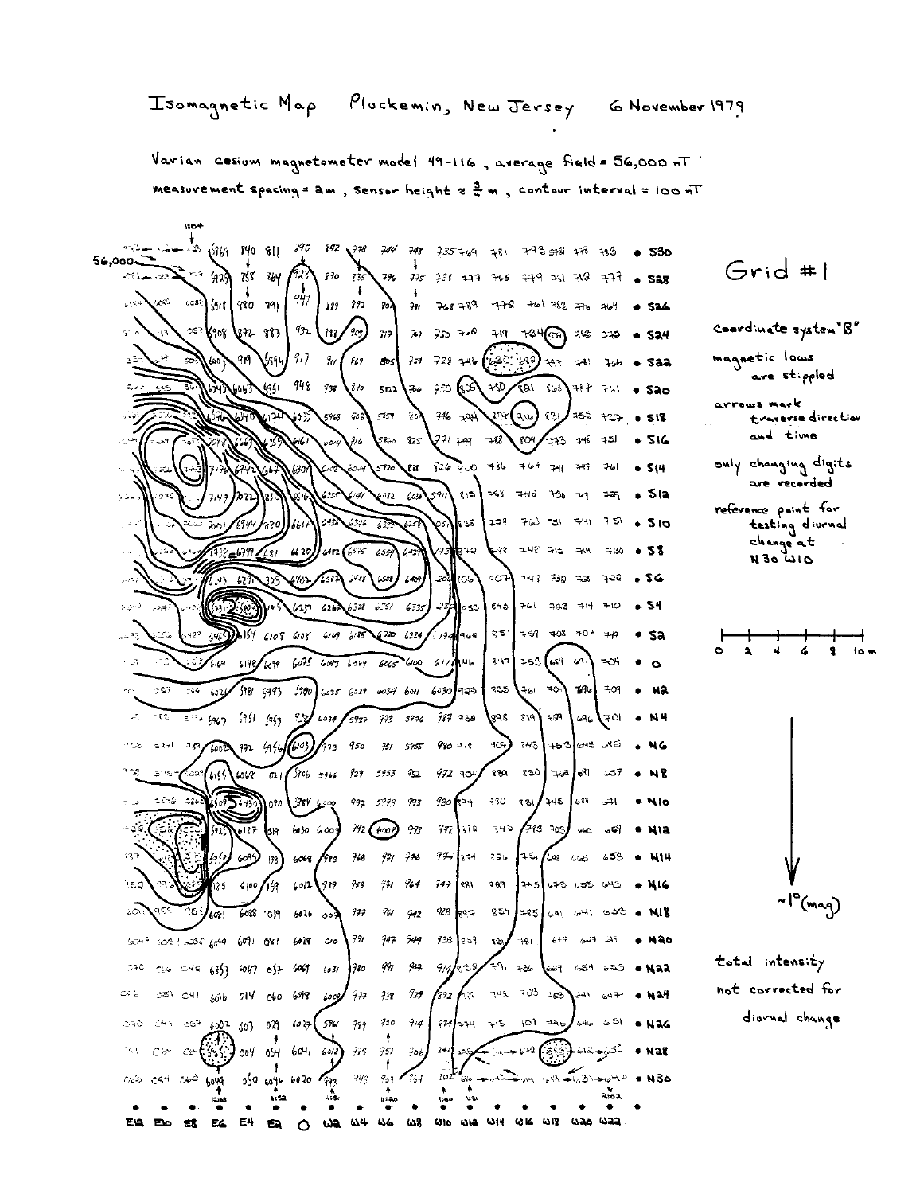# Isomagnetic Map Plockemin, New Jersey 6 November 1979

Varian cesium magnetometer model 49-116, average field = 56,000 nT

measurement spacing = 2m, sensor height ≈ ¾ m, contour interval = 100 nT

## Grid #1

coordinate system "B"

magnetic lows are stippled

arrows mark traverse direction and time

only changing digits are recorded

reference point for testing diurnal change at N30 W10

0 2 4 6 8 10 m

~1° (mag)

total intensity not corrected for diurnal change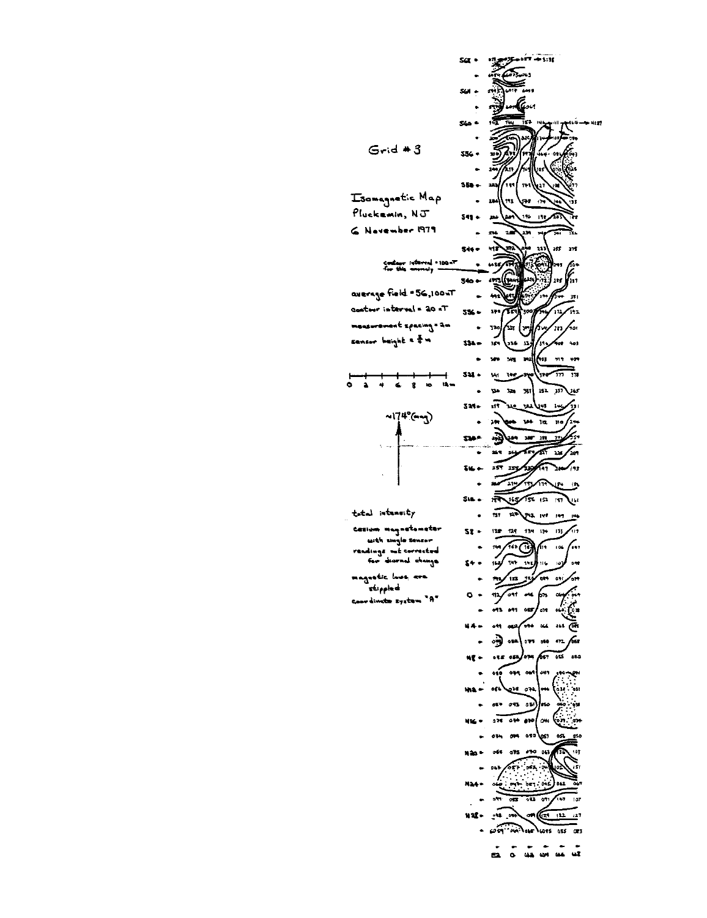Grid # 3

Isomagnetic Map
Pluckemin, NJ
6 November 1979

contour interval = 100 nT for this anomaly

average field = 56,100 nT

contour interval = 20 nT

measurement spacing = 2m

sensor height ≈ ⅔ m

0 2 4 6 8 10 12m

~174° (mag)

total intensity

cesium magnetometer with single sensor

readings not corrected for diurnal change

magnetic lows are stippled

coordinate system "A"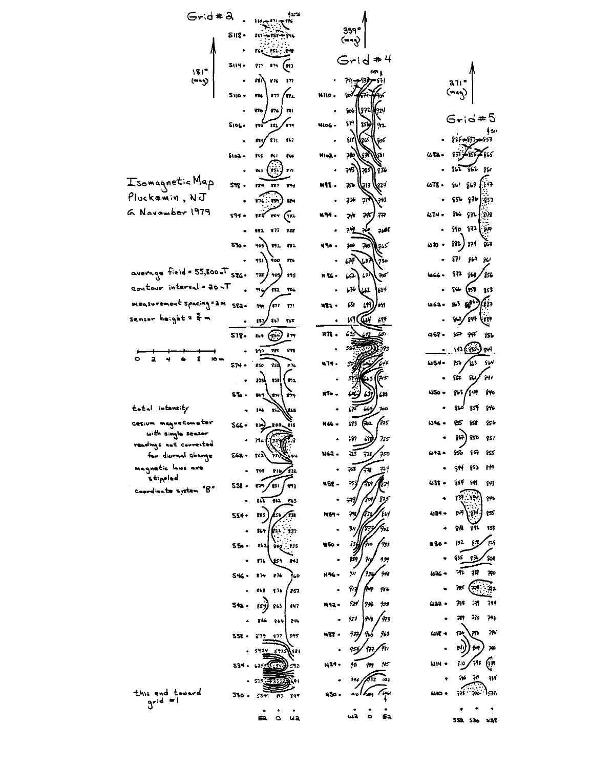Grid #2

181°
(mag)

359°
(mag)

Grid #4

271°
(mag)

Grid #5

Isomagnetic Map
Pluckemin, NJ
6 November 1979

average field = 55,800 nT
contour interval = 20 nT
measurement spacing = 2 m
sensor height = ¾ m

0 2 4 6 8 10 m

total intensity
cesium magnetometer with single sensor
readings not corrected for diurnal change
magnetic lows are stippled
coordinate system "B"

this end toward grid #1

E2 O W2

W2 O E2

S32 S30 S28